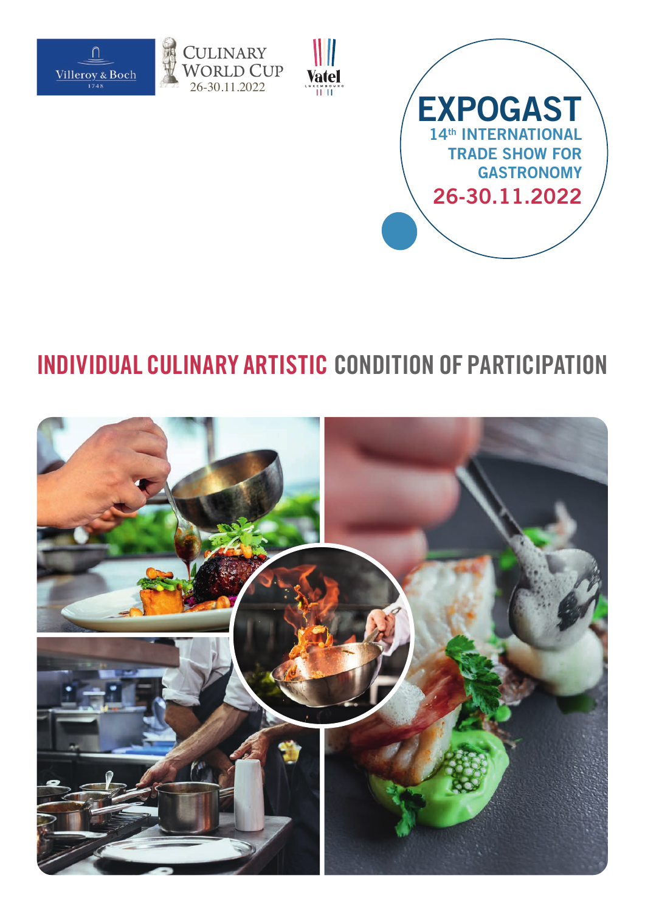Villeroy & Boch 1748

CULINARY WORLD CUP 26-30.11.2022

Vatel LUXEMBOURG

# EXPOGAST

14th INTERNATIONAL TRADE SHOW FOR GASTRONOMY

26-30.11.2022

# INDIVIDUAL CULINARY ARTISTIC CONDITION OF PARTICIPATION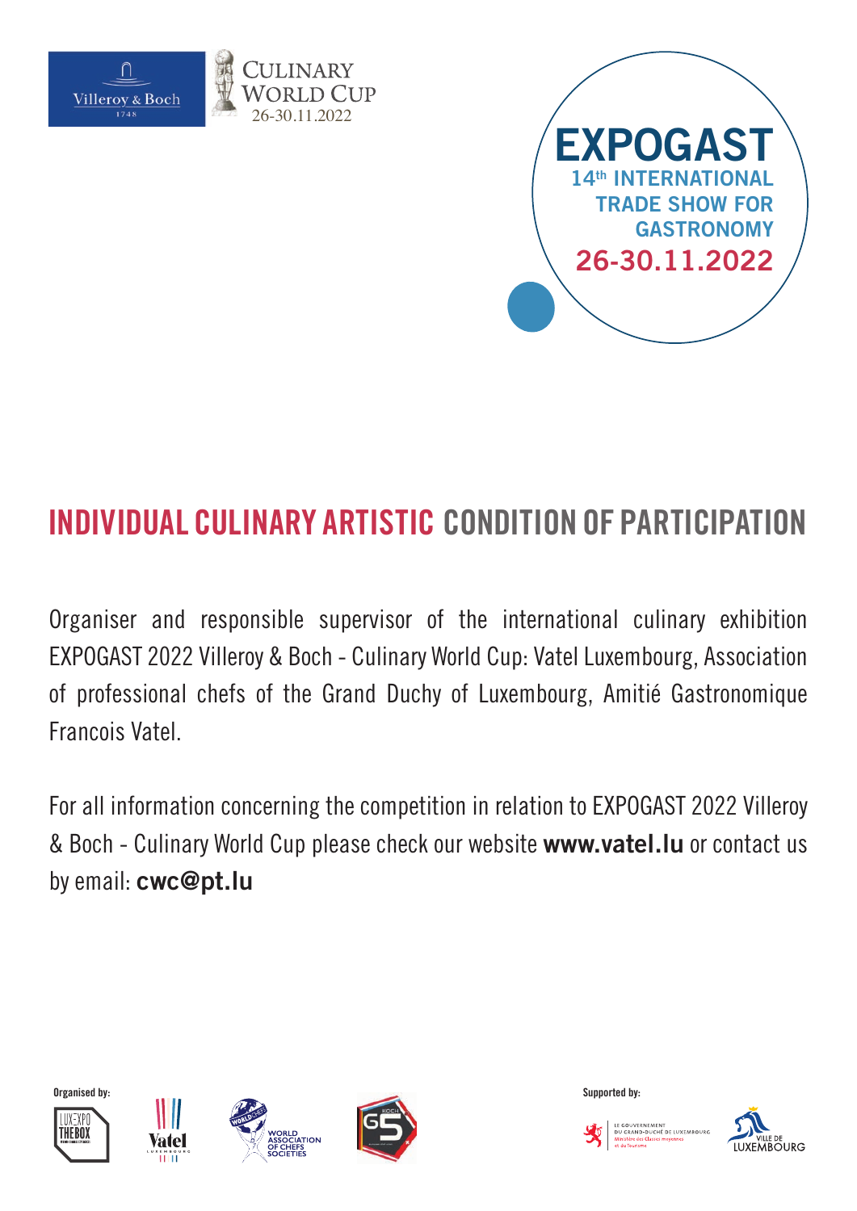Villeroy & Boch 1748

CULINARY WORLD CUP 26-30.11.2022

**EXPOGAST**
14th INTERNATIONAL TRADE SHOW FOR GASTRONOMY
26-30.11.2022

# INDIVIDUAL CULINARY ARTISTIC CONDITION OF PARTICIPATION

Organiser and responsible supervisor of the international culinary exhibition EXPOGAST 2022 Villeroy & Boch - Culinary World Cup: Vatel Luxembourg, Association of professional chefs of the Grand Duchy of Luxembourg, Amitié Gastronomique Francois Vatel.

For all information concerning the competition in relation to EXPOGAST 2022 Villeroy & Boch - Culinary World Cup please check our website **www.vatel.lu** or contact us by email: **cwc@pt.lu**

Organised by: LUXEXPO THE BOX, Vatel Luxembourg, World Association of Chefs Societies, G5 Koch

Supported by: Le Gouvernement du Grand-Duché de Luxembourg, Ministère des Classes moyennes et du Tourisme; Ville de Luxembourg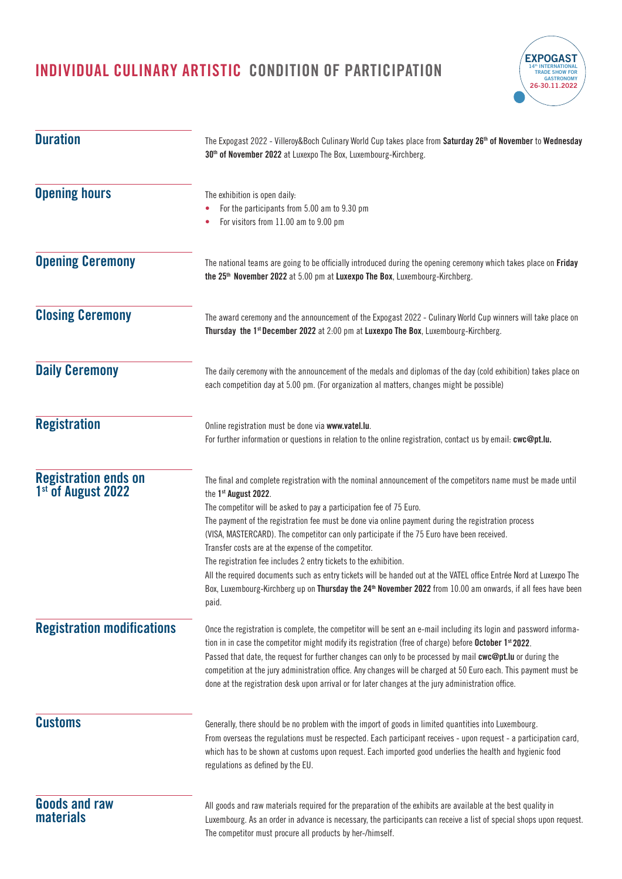# INDIVIDUAL CULINARY ARTISTIC CONDITION OF PARTICIPATION

## Duration

The Expogast 2022 - Villeroy&Boch Culinary World Cup takes place from **Saturday 26th of November** to **Wednesday 30th of November 2022** at Luxexpo The Box, Luxembourg-Kirchberg.

## Opening hours

The exhibition is open daily:

- For the participants from 5.00 am to 9.30 pm
- For visitors from 11.00 am to 9.00 pm

## Opening Ceremony

The national teams are going to be officially introduced during the opening ceremony which takes place on **Friday the 25th November 2022** at 5.00 pm at **Luxexpo The Box**, Luxembourg-Kirchberg.

## Closing Ceremony

The award ceremony and the announcement of the Expogast 2022 - Culinary World Cup winners will take place on **Thursday the 1st December 2022** at 2:00 pm at **Luxexpo The Box**, Luxembourg-Kirchberg.

## Daily Ceremony

The daily ceremony with the announcement of the medals and diplomas of the day (cold exhibition) takes place on each competition day at 5.00 pm. (For organization al matters, changes might be possible)

## Registration

Online registration must be done via **www.vatel.lu**.
For further information or questions in relation to the online registration, contact us by email: **cwc@pt.lu.**

## Registration ends on 1st of August 2022

The final and complete registration with the nominal announcement of the competitors name must be made until the **1st August 2022**.
The competitor will be asked to pay a participation fee of 75 Euro.
The payment of the registration fee must be done via online payment during the registration process (VISA, MASTERCARD). The competitor can only participate if the 75 Euro have been received.
Transfer costs are at the expense of the competitor.
The registration fee includes 2 entry tickets to the exhibition.
All the required documents such as entry tickets will be handed out at the VATEL office Entrée Nord at Luxexpo The Box, Luxembourg-Kirchberg up on **Thursday the 24th November 2022** from 10.00 am onwards, if all fees have been paid.

## Registration modifications

Once the registration is complete, the competitor will be sent an e-mail including its login and password information in in case the competitor might modify its registration (free of charge) before **October 1st 2022**.
Passed that date, the request for further changes can only to be processed by mail **cwc@pt.lu** or during the competition at the jury administration office. Any changes will be charged at 50 Euro each. This payment must be done at the registration desk upon arrival or for later changes at the jury administration office.

## Customs

Generally, there should be no problem with the import of goods in limited quantities into Luxembourg.
From overseas the regulations must be respected. Each participant receives - upon request - a participation card, which has to be shown at customs upon request. Each imported good underlies the health and hygienic food regulations as defined by the EU.

## Goods and raw materials

All goods and raw materials required for the preparation of the exhibits are available at the best quality in Luxembourg. As an order in advance is necessary, the participants can receive a list of special shops upon request. The competitor must procure all products by her-/himself.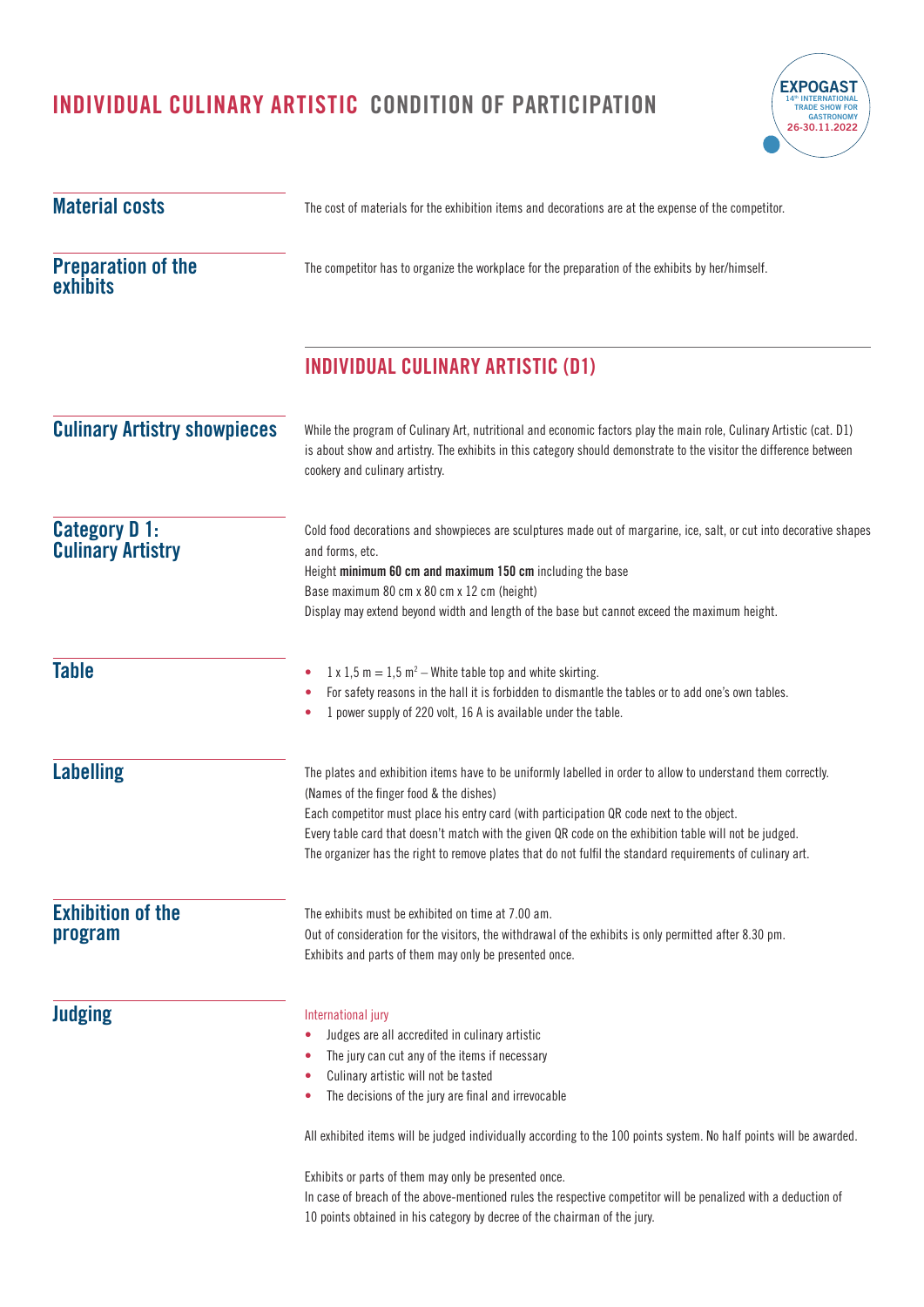# INDIVIDUAL CULINARY ARTISTIC CONDITION OF PARTICIPATION

## Material costs

The cost of materials for the exhibition items and decorations are at the expense of the competitor.

## Preparation of the exhibits

The competitor has to organize the workplace for the preparation of the exhibits by her/himself.

# INDIVIDUAL CULINARY ARTISTIC (D1)

## Culinary Artistry showpieces

While the program of Culinary Art, nutritional and economic factors play the main role, Culinary Artistic (cat. D1) is about show and artistry. The exhibits in this category should demonstrate to the visitor the difference between cookery and culinary artistry.

## Category D 1: Culinary Artistry

Cold food decorations and showpieces are sculptures made out of margarine, ice, salt, or cut into decorative shapes and forms, etc.
Height **minimum 60 cm and maximum 150 cm** including the base
Base maximum 80 cm x 80 cm x 12 cm (height)
Display may extend beyond width and length of the base but cannot exceed the maximum height.

## Table

- 1 x 1,5 m = 1,5 m$^2$ – White table top and white skirting.
- For safety reasons in the hall it is forbidden to dismantle the tables or to add one's own tables.
- 1 power supply of 220 volt, 16 A is available under the table.

## Labelling

The plates and exhibition items have to be uniformly labelled in order to allow to understand them correctly. (Names of the finger food & the dishes)
Each competitor must place his entry card (with participation QR code next to the object.
Every table card that doesn't match with the given QR code on the exhibition table will not be judged.
The organizer has the right to remove plates that do not fulfil the standard requirements of culinary art.

## Exhibition of the program

The exhibits must be exhibited on time at 7.00 am.
Out of consideration for the visitors, the withdrawal of the exhibits is only permitted after 8.30 pm.
Exhibits and parts of them may only be presented once.

## Judging

International jury

- Judges are all accredited in culinary artistic
- The jury can cut any of the items if necessary
- Culinary artistic will not be tasted
- The decisions of the jury are final and irrevocable

All exhibited items will be judged individually according to the 100 points system. No half points will be awarded.

Exhibits or parts of them may only be presented once.
In case of breach of the above-mentioned rules the respective competitor will be penalized with a deduction of 10 points obtained in his category by decree of the chairman of the jury.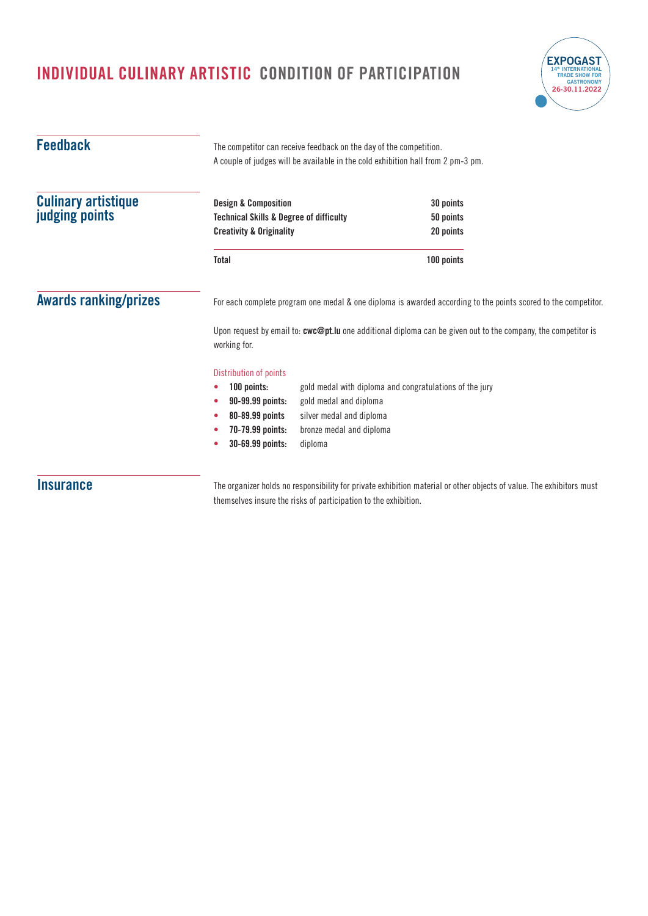# INDIVIDUAL CULINARY ARTISTIC CONDITION OF PARTICIPATION

## Feedback

The competitor can receive feedback on the day of the competition.
A couple of judges will be available in the cold exhibition hall from 2 pm-3 pm.

## Culinary artistique judging points

| | |
|---|---|
| **Design & Composition** | **30 points** |
| **Technical Skills & Degree of difficulty** | **50 points** |
| **Creativity & Originality** | **20 points** |
| **Total** | **100 points** |

## Awards ranking/prizes

For each complete program one medal & one diploma is awarded according to the points scored to the competitor.

Upon request by email to: **cwc@pt.lu** one additional diploma can be given out to the company, the competitor is working for.

Distribution of points

- **100 points:** gold medal with diploma and congratulations of the jury
- **90-99.99 points:** gold medal and diploma
- **80-89.99 points** silver medal and diploma
- **70-79.99 points:** bronze medal and diploma
- **30-69.99 points:** diploma

## Insurance

The organizer holds no responsibility for private exhibition material or other objects of value. The exhibitors must themselves insure the risks of participation to the exhibition.